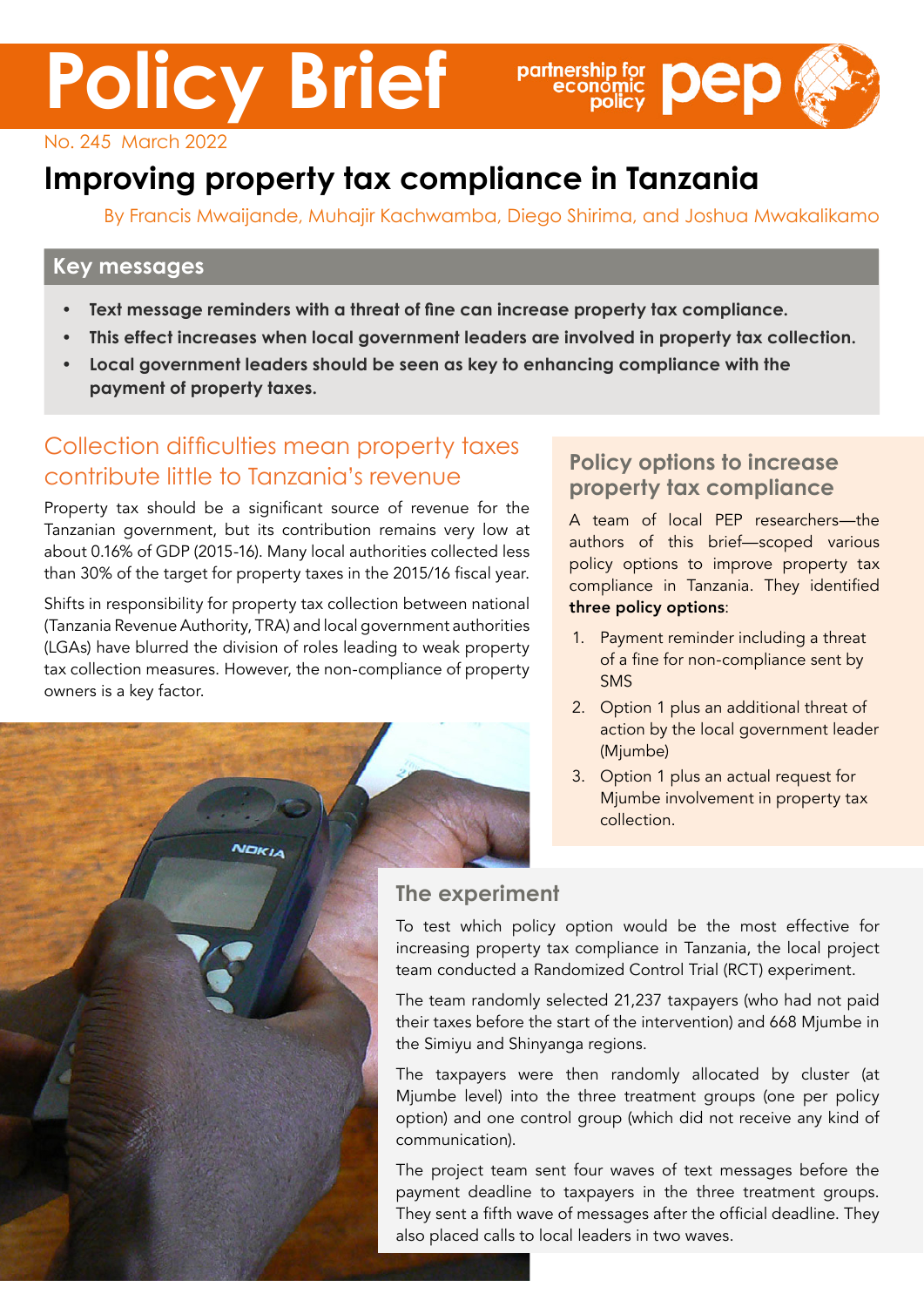# Policy Brief

No. 245 March 2022

# Improving property tax compliance in Tanzania

By Francis Mwaijande, Muhajir Kachwamba, Diego Shirima, and Joshua Mwakalikamo

## Key messages

- **Text message reminders with a threat of fine can increase property tax compliance.**
- **This effect increases when local government leaders are involved in property tax collection.**
- **Local government leaders should be seen as key to enhancing compliance with the payment of property taxes.**

## Collection difficulties mean property taxes contribute little to Tanzania's revenue

Property tax should be a significant source of revenue for the Tanzanian government, but its contribution remains very low at about 0.16% of GDP (2015-16). Many local authorities collected less than 30% of the target for property taxes in the 2015/16 fiscal year.

Shifts in responsibility for property tax collection between national (Tanzania Revenue Authority, TRA) and local government authorities (LGAs) have blurred the division of roles leading to weak property tax collection measures. However, the non-compliance of property owners is a key factor.

## Policy options to increase property tax compliance

A team of local PEP researchers—the authors of this brief—scoped various policy options to improve property tax compliance in Tanzania. They identified **three policy options**:

1. Payment reminder including a threat of a fine for non-compliance sent by SMS
2. Option 1 plus an additional threat of action by the local government leader (Mjumbe)
3. Option 1 plus an actual request for Mjumbe involvement in property tax collection.

## The experiment

To test which policy option would be the most effective for increasing property tax compliance in Tanzania, the local project team conducted a Randomized Control Trial (RCT) experiment.

The team randomly selected 21,237 taxpayers (who had not paid their taxes before the start of the intervention) and 668 Mjumbe in the Simiyu and Shinyanga regions.

The taxpayers were then randomly allocated by cluster (at Mjumbe level) into the three treatment groups (one per policy option) and one control group (which did not receive any kind of communication).

The project team sent four waves of text messages before the payment deadline to taxpayers in the three treatment groups. They sent a fifth wave of messages after the official deadline. They also placed calls to local leaders in two waves.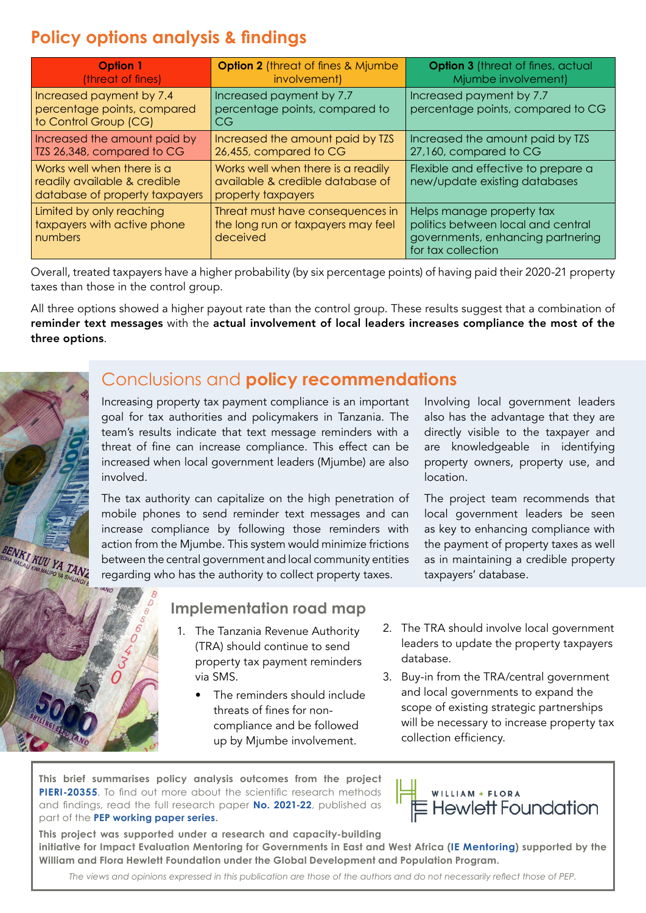## Policy options analysis & findings

| **Option 1** (threat of fines) | **Option 2** (threat of fines & Mjumbe involvement) | **Option 3** (threat of fines, actual Mjumbe involvement) |
| --- | --- | --- |
| Increased payment by 7.4 percentage points, compared to Control Group (CG) | Increased payment by 7.7 percentage points, compared to CG | Increased payment by 7.7 percentage points, compared to CG |
| Increased the amount paid by TZS 26,348, compared to CG | Increased the amount paid by TZS 26,455, compared to CG | Increased the amount paid by TZS 27,160, compared to CG |
| Works well when there is a readily available & credible database of property taxpayers | Works well when there is a readily available & credible database of property taxpayers | Flexible and effective to prepare a new/update existing databases |
| Limited by only reaching taxpayers with active phone numbers | Threat must have consequences in the long run or taxpayers may feel deceived | Helps manage property tax politics between local and central governments, enhancing partnering for tax collection |

Overall, treated taxpayers have a higher probability (by six percentage points) of having paid their 2020-21 property taxes than those in the control group.

All three options showed a higher payout rate than the control group. These results suggest that a combination of **reminder text messages** with the **actual involvement of local leaders increases compliance the most of the three options**.

## Conclusions and **policy recommendations**

Increasing property tax payment compliance is an important goal for tax authorities and policymakers in Tanzania. The team's results indicate that text message reminders with a threat of fine can increase compliance. This effect can be increased when local government leaders (Mjumbe) are also involved.

The tax authority can capitalize on the high penetration of mobile phones to send reminder text messages and can increase compliance by following those reminders with action from the Mjumbe. This system would minimize frictions between the central government and local community entities regarding who has the authority to collect property taxes.

Involving local government leaders also has the advantage that they are directly visible to the taxpayer and are knowledgeable in identifying property owners, property use, and location.

The project team recommends that local government leaders be seen as key to enhancing compliance with the payment of property taxes as well as in maintaining a credible property taxpayers' database.

### Implementation road map

1. The Tanzania Revenue Authority (TRA) should continue to send property tax payment reminders via SMS.
   - The reminders should include threats of fines for non-compliance and be followed up by Mjumbe involvement.
2. The TRA should involve local government leaders to update the property taxpayers database.
3. Buy-in from the TRA/central government and local governments to expand the scope of existing strategic partnerships will be necessary to increase property tax collection efficiency.

**This brief summarises policy analysis outcomes from the project PIERI-20355**. To find out more about the scientific research methods and findings, read the full research paper **No. 2021-22**, published as part of the **PEP working paper series**.

WILLIAM + FLORA Hewlett Foundation

**This project was supported under a research and capacity-building initiative for Impact Evaluation Mentoring for Governments in East and West Africa (IE Mentoring) supported by the William and Flora Hewlett Foundation under the Global Development and Population Program.**

*The views and opinions expressed in this publication are those of the authors and do not necessarily reflect those of PEP.*